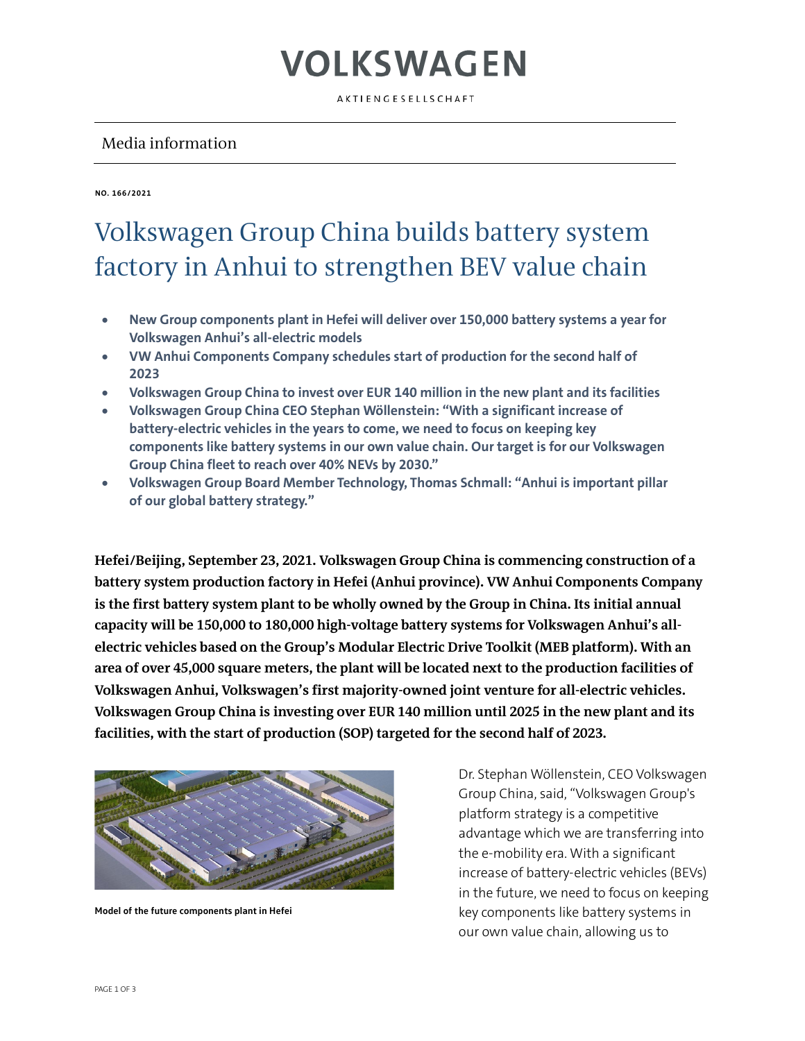# VOLKSWAGEN

AKTIENGESELLSCHAFT

Media information

**NO. 166/2021**

# Volkswagen Group China builds battery system factory in Anhui to strengthen BEV value chain

- **New Group components plant in Hefei will deliver over 150,000 battery systems a year for Volkswagen Anhui's all-electric models**
- **VW Anhui Components Company schedules start of production for the second half of 2023**
- **Volkswagen Group China to invest over EUR 140 million in the new plant and its facilities**
- **Volkswagen Group China CEO Stephan Wöllenstein: "With a significant increase of battery-electric vehicles in the years to come, we need to focus on keeping key components like battery systems in our own value chain. Our target is for our Volkswagen Group China fleet to reach over 40% NEVs by 2030."**
- **Volkswagen Group Board Member Technology, Thomas Schmall: "Anhui is important pillar of our global battery strategy."**

**Hefei/Beijing, September 23, 2021. Volkswagen Group China is commencing construction of a battery system production factory in Hefei (Anhui province). VW Anhui Components Company is the first battery system plant to be wholly owned by the Group in China. Its initial annual capacity will be 150,000 to 180,000 high-voltage battery systems for Volkswagen Anhui's all-electric vehicles based on the Group's Modular Electric Drive Toolkit (MEB platform). With an area of over 45,000 square meters, the plant will be located next to the production facilities of Volkswagen Anhui, Volkswagen's first majority-owned joint venture for all-electric vehicles. Volkswagen Group China is investing over EUR 140 million until 2025 in the new plant and its facilities, with the start of production (SOP) targeted for the second half of 2023.**

**Model of the future components plant in Hefei**

Dr. Stephan Wöllenstein, CEO Volkswagen Group China, said, "Volkswagen Group's platform strategy is a competitive advantage which we are transferring into the e-mobility era. With a significant increase of battery-electric vehicles (BEVs) in the future, we need to focus on keeping key components like battery systems in our own value chain, allowing us to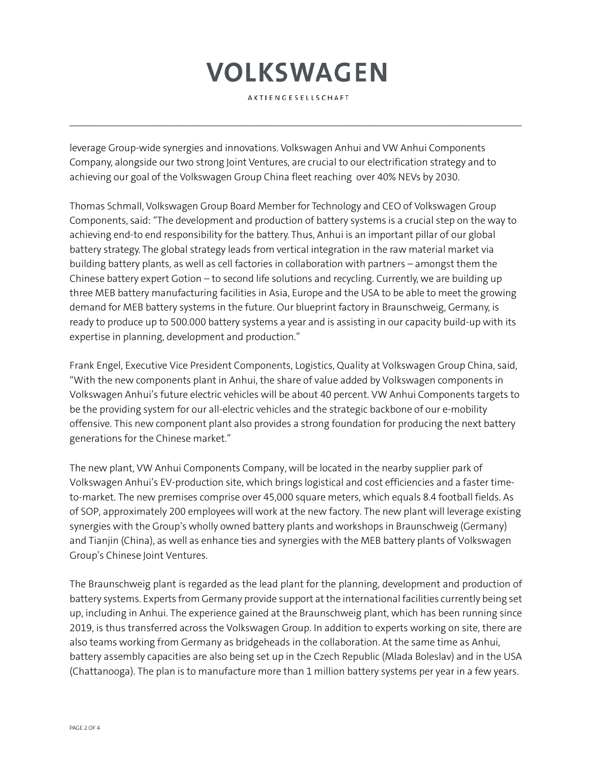leverage Group-wide synergies and innovations. Volkswagen Anhui and VW Anhui Components Company, alongside our two strong Joint Ventures, are crucial to our electrification strategy and to achieving our goal of the Volkswagen Group China fleet reaching  over 40% NEVs by 2030.

Thomas Schmall, Volkswagen Group Board Member for Technology and CEO of Volkswagen Group Components, said: "The development and production of battery systems is a crucial step on the way to achieving end-to end responsibility for the battery. Thus, Anhui is an important pillar of our global battery strategy. The global strategy leads from vertical integration in the raw material market via building battery plants, as well as cell factories in collaboration with partners – amongst them the Chinese battery expert Gotion – to second life solutions and recycling. Currently, we are building up three MEB battery manufacturing facilities in Asia, Europe and the USA to be able to meet the growing demand for MEB battery systems in the future. Our blueprint factory in Braunschweig, Germany, is ready to produce up to 500.000 battery systems a year and is assisting in our capacity build-up with its expertise in planning, development and production."

Frank Engel, Executive Vice President Components, Logistics, Quality at Volkswagen Group China, said, "With the new components plant in Anhui, the share of value added by Volkswagen components in Volkswagen Anhui's future electric vehicles will be about 40 percent. VW Anhui Components targets to be the providing system for our all-electric vehicles and the strategic backbone of our e-mobility offensive. This new component plant also provides a strong foundation for producing the next battery generations for the Chinese market."

The new plant, VW Anhui Components Company, will be located in the nearby supplier park of Volkswagen Anhui's EV-production site, which brings logistical and cost efficiencies and a faster time-to-market. The new premises comprise over 45,000 square meters, which equals 8.4 football fields. As of SOP, approximately 200 employees will work at the new factory. The new plant will leverage existing synergies with the Group's wholly owned battery plants and workshops in Braunschweig (Germany) and Tianjin (China), as well as enhance ties and synergies with the MEB battery plants of Volkswagen Group's Chinese Joint Ventures.

The Braunschweig plant is regarded as the lead plant for the planning, development and production of battery systems. Experts from Germany provide support at the international facilities currently being set up, including in Anhui. The experience gained at the Braunschweig plant, which has been running since 2019, is thus transferred across the Volkswagen Group. In addition to experts working on site, there are also teams working from Germany as bridgeheads in the collaboration. At the same time as Anhui, battery assembly capacities are also being set up in the Czech Republic (Mlada Boleslav) and in the USA (Chattanooga). The plan is to manufacture more than 1 million battery systems per year in a few years.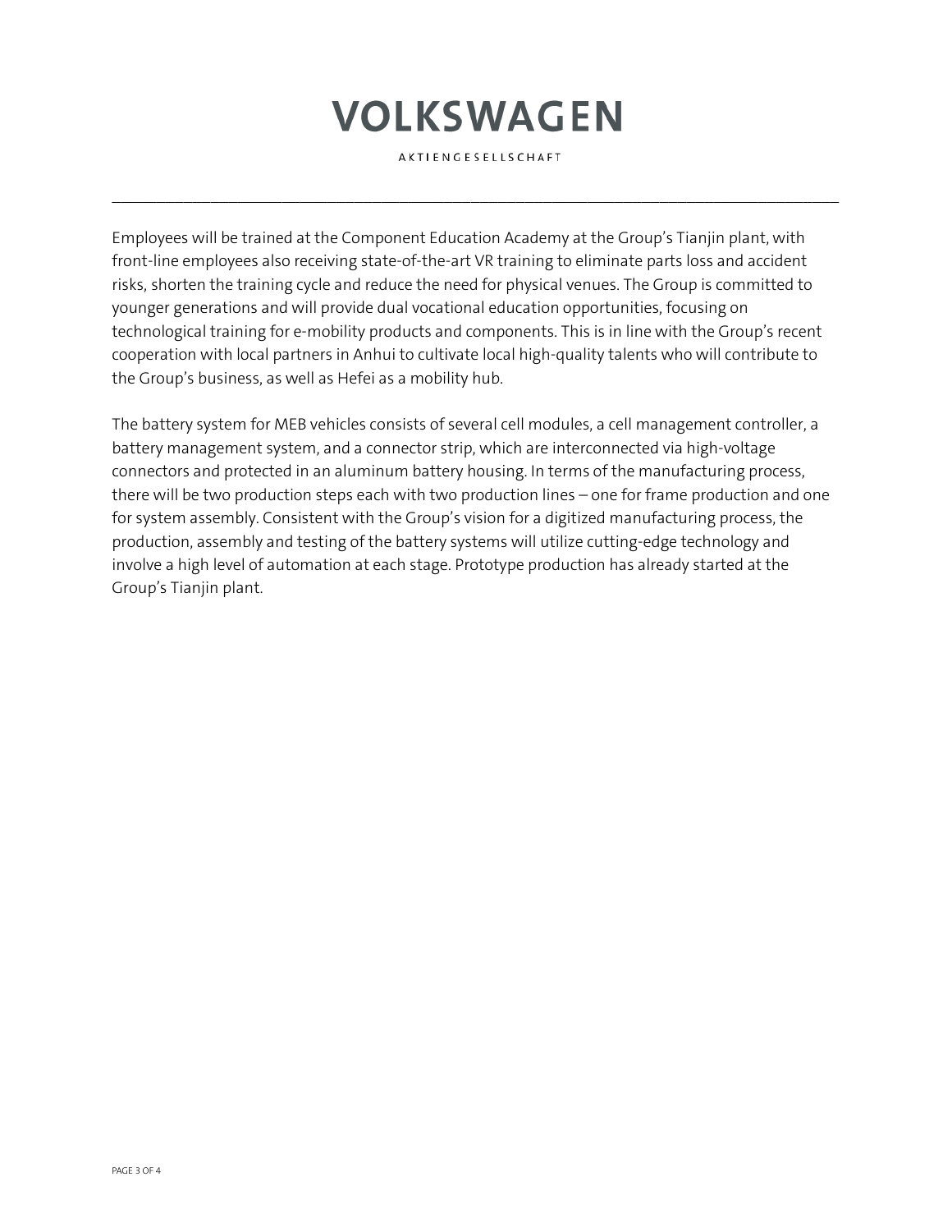Employees will be trained at the Component Education Academy at the Group's Tianjin plant, with front-line employees also receiving state-of-the-art VR training to eliminate parts loss and accident risks, shorten the training cycle and reduce the need for physical venues. The Group is committed to younger generations and will provide dual vocational education opportunities, focusing on technological training for e-mobility products and components. This is in line with the Group's recent cooperation with local partners in Anhui to cultivate local high-quality talents who will contribute to the Group's business, as well as Hefei as a mobility hub.

The battery system for MEB vehicles consists of several cell modules, a cell management controller, a battery management system, and a connector strip, which are interconnected via high-voltage connectors and protected in an aluminum battery housing. In terms of the manufacturing process, there will be two production steps each with two production lines – one for frame production and one for system assembly. Consistent with the Group's vision for a digitized manufacturing process, the production, assembly and testing of the battery systems will utilize cutting-edge technology and involve a high level of automation at each stage. Prototype production has already started at the Group's Tianjin plant.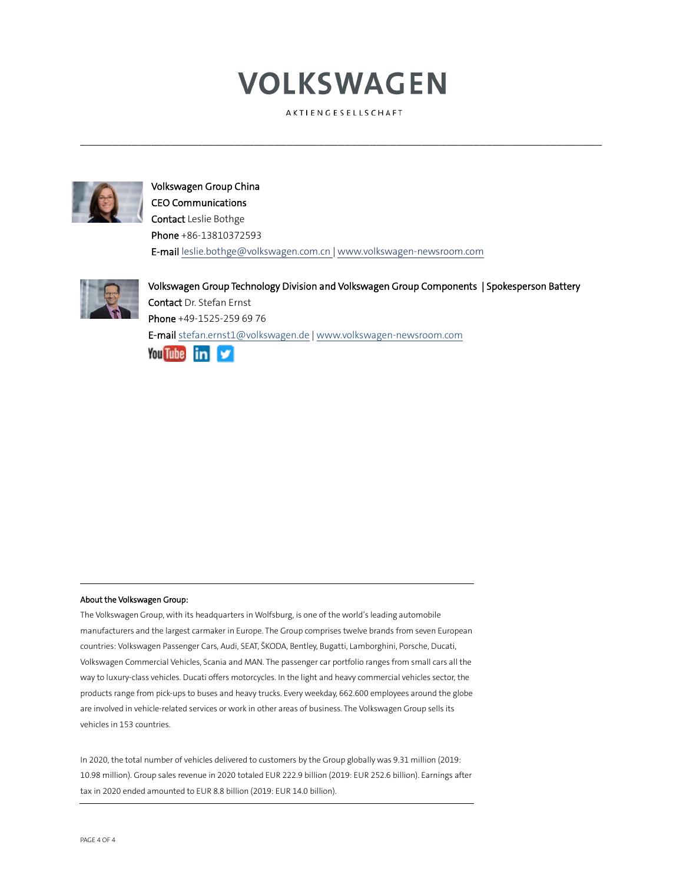# VOLKSWAGEN

AKTIENGESELLSCHAFT

---

**Volkswagen Group China**
**CEO Communications**
**Contact** Leslie Bothge
**Phone** +86-13810372593
**E-mail** leslie.bothge@volkswagen.com.cn | www.volkswagen-newsroom.com

**Volkswagen Group Technology Division and Volkswagen Group Components | Spokesperson Battery**
**Contact** Dr. Stefan Ernst
**Phone** +49-1525-259 69 76
**E-mail** stefan.ernst1@volkswagen.de | www.volkswagen-newsroom.com

---

**About the Volkswagen Group:**

The Volkswagen Group, with its headquarters in Wolfsburg, is one of the world's leading automobile manufacturers and the largest carmaker in Europe. The Group comprises twelve brands from seven European countries: Volkswagen Passenger Cars, Audi, SEAT, ŠKODA, Bentley, Bugatti, Lamborghini, Porsche, Ducati, Volkswagen Commercial Vehicles, Scania and MAN. The passenger car portfolio ranges from small cars all the way to luxury-class vehicles. Ducati offers motorcycles. In the light and heavy commercial vehicles sector, the products range from pick-ups to buses and heavy trucks. Every weekday, 662.600 employees around the globe are involved in vehicle-related services or work in other areas of business. The Volkswagen Group sells its vehicles in 153 countries.

In 2020, the total number of vehicles delivered to customers by the Group globally was 9.31 million (2019: 10.98 million). Group sales revenue in 2020 totaled EUR 222.9 billion (2019: EUR 252.6 billion). Earnings after tax in 2020 ended amounted to EUR 8.8 billion (2019: EUR 14.0 billion).